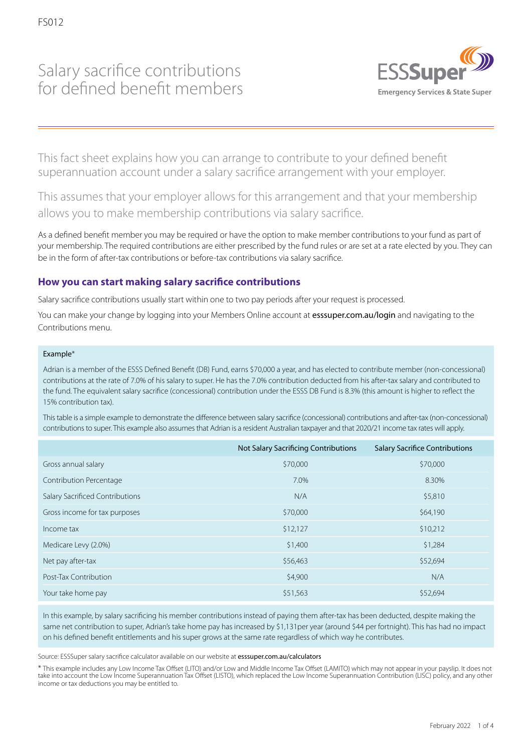FS012

# Salary sacrifice contributions for defined benefit members

This fact sheet explains how you can arrange to contribute to your defined benefit superannuation account under a salary sacrifice arrangement with your employer.

This assumes that your employer allows for this arrangement and that your membership allows you to make membership contributions via salary sacrifice.

As a defined benefit member you may be required or have the option to make member contributions to your fund as part of your membership. The required contributions are either prescribed by the fund rules or are set at a rate elected by you. They can be in the form of after-tax contributions or before-tax contributions via salary sacrifice.

## How you can start making salary sacrifice contributions

Salary sacrifice contributions usually start within one to two pay periods after your request is processed.

You can make your change by logging into your Members Online account at **esssuper.com.au/login** and navigating to the Contributions menu.

Example*

Adrian is a member of the ESSS Defined Benefit (DB) Fund, earns $70,000 a year, and has elected to contribute member (non-concessional) contributions at the rate of 7.0% of his salary to super. He has the 7.0% contribution deducted from his after-tax salary and contributed to the fund. The equivalent salary sacrifice (concessional) contribution under the ESSS DB Fund is 8.3% (this amount is higher to reflect the 15% contribution tax).

This table is a simple example to demonstrate the difference between salary sacrifice (concessional) contributions and after-tax (non-concessional) contributions to super. This example also assumes that Adrian is a resident Australian taxpayer and that 2020/21 income tax rates will apply.

| | Not Salary Sacrificing Contributions | Salary Sacrifice Contributions |
|---|---|---|
| Gross annual salary | $70,000 | $70,000 |
| Contribution Percentage | 7.0% | 8.30% |
| Salary Sacrificed Contributions | N/A | $5,810 |
| Gross income for tax purposes | $70,000 | $64,190 |
| Income tax | $12,127 | $10,212 |
| Medicare Levy (2.0%) | $1,400 | $1,284 |
| Net pay after-tax | $56,463 | $52,694 |
| Post-Tax Contribution | $4,900 | N/A |
| Your take home pay | $51,563 | $52,694 |

In this example, by salary sacrificing his member contributions instead of paying them after-tax has been deducted, despite making the same net contribution to super, Adrian's take home pay has increased by $1,131per year (around $44 per fortnight). This has had no impact on his defined benefit entitlements and his super grows at the same rate regardless of which way he contributes.

Source: ESSSuper salary sacrifice calculator available on our website at **esssuper.com.au/calculators**

* This example includes any Low Income Tax Offset (LITO) and/or Low and Middle Income Tax Offset (LAMITO) which may not appear in your payslip. It does not take into account the Low Income Superannuation Tax Offset (LISTO), which replaced the Low Income Superannuation Contribution (LISC) policy, and any other income or tax deductions you may be entitled to.

February 2022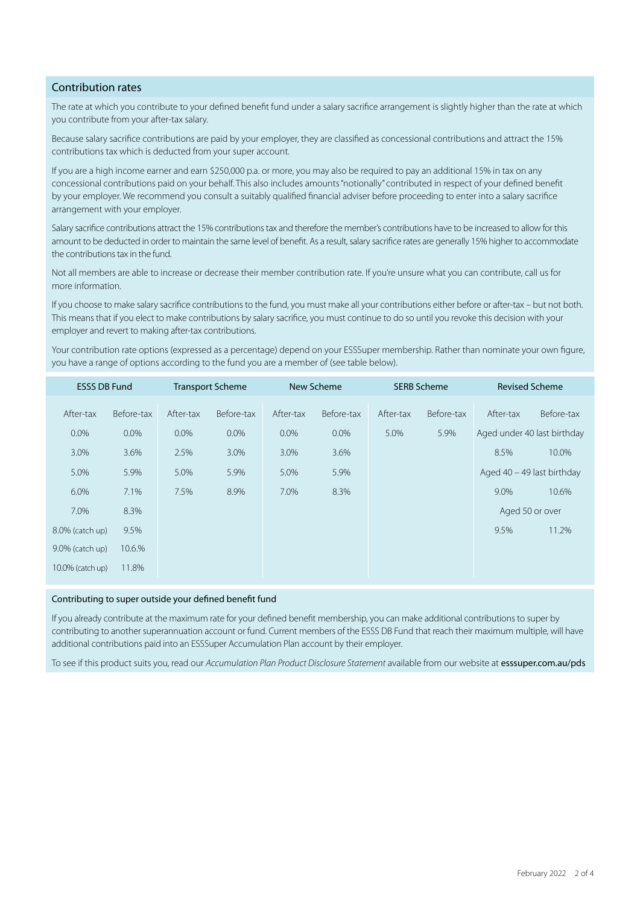## Contribution rates

The rate at which you contribute to your defined benefit fund under a salary sacrifice arrangement is slightly higher than the rate at which you contribute from your after-tax salary.

Because salary sacrifice contributions are paid by your employer, they are classified as concessional contributions and attract the 15% contributions tax which is deducted from your super account.

If you are a high income earner and earn $250,000 p.a. or more, you may also be required to pay an additional 15% in tax on any concessional contributions paid on your behalf. This also includes amounts "notionally" contributed in respect of your defined benefit by your employer. We recommend you consult a suitably qualified financial adviser before proceeding to enter into a salary sacrifice arrangement with your employer.

Salary sacrifice contributions attract the 15% contributions tax and therefore the member's contributions have to be increased to allow for this amount to be deducted in order to maintain the same level of benefit. As a result, salary sacrifice rates are generally 15% higher to accommodate the contributions tax in the fund.

Not all members are able to increase or decrease their member contribution rate. If you're unsure what you can contribute, call us for more information.

If you choose to make salary sacrifice contributions to the fund, you must make all your contributions either before or after-tax – but not both. This means that if you elect to make contributions by salary sacrifice, you must continue to do so until you revoke this decision with your employer and revert to making after-tax contributions.

Your contribution rate options (expressed as a percentage) depend on your ESSSuper membership. Rather than nominate your own figure, you have a range of options according to the fund you are a member of (see table below).

| ESSS DB Fund | | Transport Scheme | | New Scheme | | SERB Scheme | | Revised Scheme | |
|---|---|---|---|---|---|---|---|---|---|
| After-tax | Before-tax | After-tax | Before-tax | After-tax | Before-tax | After-tax | Before-tax | After-tax | Before-tax |
| 0.0% | 0.0% | 0.0% | 0.0% | 0.0% | 0.0% | 5.0% | 5.9% | Aged under 40 last birthday | |
| 3.0% | 3.6% | 2.5% | 3.0% | 3.0% | 3.6% | | | 8.5% | 10.0% |
| 5.0% | 5.9% | 5.0% | 5.9% | 5.0% | 5.9% | | | Aged 40 – 49 last birthday | |
| 6.0% | 7.1% | 7.5% | 8.9% | 7.0% | 8.3% | | | 9.0% | 10.6% |
| 7.0% | 8.3% | | | | | | | Aged 50 or over | |
| 8.0% (catch up) | 9.5% | | | | | | | 9.5% | 11.2% |
| 9.0% (catch up) | 10.6.% | | | | | | | | |
| 10.0% (catch up) | 11.8% | | | | | | | | |

### Contributing to super outside your defined benefit fund

If you already contribute at the maximum rate for your defined benefit membership, you can make additional contributions to super by contributing to another superannuation account or fund. Current members of the ESSS DB Fund that reach their maximum multiple, will have additional contributions paid into an ESSSuper Accumulation Plan account by their employer.

To see if this product suits you, read our *Accumulation Plan Product Disclosure Statement* available from our website at **esssuper.com.au/pds**

February 2022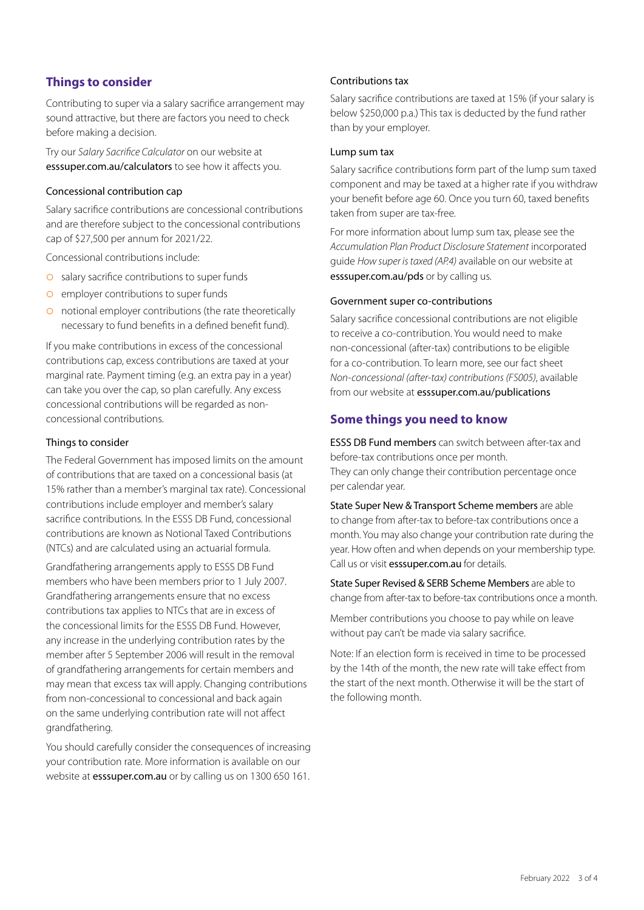## Things to consider

Contributing to super via a salary sacrifice arrangement may sound attractive, but there are factors you need to check before making a decision.

Try our *Salary Sacrifice Calculator* on our website at esssuper.com.au/calculators to see how it affects you.

### Concessional contribution cap

Salary sacrifice contributions are concessional contributions and are therefore subject to the concessional contributions cap of $27,500 per annum for 2021/22.

Concessional contributions include:

- salary sacrifice contributions to super funds
- employer contributions to super funds
- notional employer contributions (the rate theoretically necessary to fund benefits in a defined benefit fund).

If you make contributions in excess of the concessional contributions cap, excess contributions are taxed at your marginal rate. Payment timing (e.g. an extra pay in a year) can take you over the cap, so plan carefully. Any excess concessional contributions will be regarded as non-concessional contributions.

### Things to consider

The Federal Government has imposed limits on the amount of contributions that are taxed on a concessional basis (at 15% rather than a member's marginal tax rate). Concessional contributions include employer and member's salary sacrifice contributions. In the ESSS DB Fund, concessional contributions are known as Notional Taxed Contributions (NTCs) and are calculated using an actuarial formula.

Grandfathering arrangements apply to ESSS DB Fund members who have been members prior to 1 July 2007. Grandfathering arrangements ensure that no excess contributions tax applies to NTCs that are in excess of the concessional limits for the ESSS DB Fund. However, any increase in the underlying contribution rates by the member after 5 September 2006 will result in the removal of grandfathering arrangements for certain members and may mean that excess tax will apply. Changing contributions from non-concessional to concessional and back again on the same underlying contribution rate will not affect grandfathering.

You should carefully consider the consequences of increasing your contribution rate. More information is available on our website at esssuper.com.au or by calling us on 1300 650 161.

### Contributions tax

Salary sacrifice contributions are taxed at 15% (if your salary is below $250,000 p.a.) This tax is deducted by the fund rather than by your employer.

### Lump sum tax

Salary sacrifice contributions form part of the lump sum taxed component and may be taxed at a higher rate if you withdraw your benefit before age 60. Once you turn 60, taxed benefits taken from super are tax-free.

For more information about lump sum tax, please see the *Accumulation Plan Product Disclosure Statement* incorporated guide *How super is taxed (AP.4)* available on our website at esssuper.com.au/pds or by calling us.

### Government super co-contributions

Salary sacrifice concessional contributions are not eligible to receive a co-contribution. You would need to make non-concessional (after-tax) contributions to be eligible for a co-contribution. To learn more, see our fact sheet *Non-concessional (after-tax) contributions (FS005)*, available from our website at esssuper.com.au/publications

## Some things you need to know

ESSS DB Fund members can switch between after-tax and before-tax contributions once per month.
They can only change their contribution percentage once per calendar year.

State Super New & Transport Scheme members are able to change from after-tax to before-tax contributions once a month. You may also change your contribution rate during the year. How often and when depends on your membership type. Call us or visit esssuper.com.au for details.

State Super Revised & SERB Scheme Members are able to change from after-tax to before-tax contributions once a month.

Member contributions you choose to pay while on leave without pay can't be made via salary sacrifice.

Note: If an election form is received in time to be processed by the 14th of the month, the new rate will take effect from the start of the next month. Otherwise it will be the start of the following month.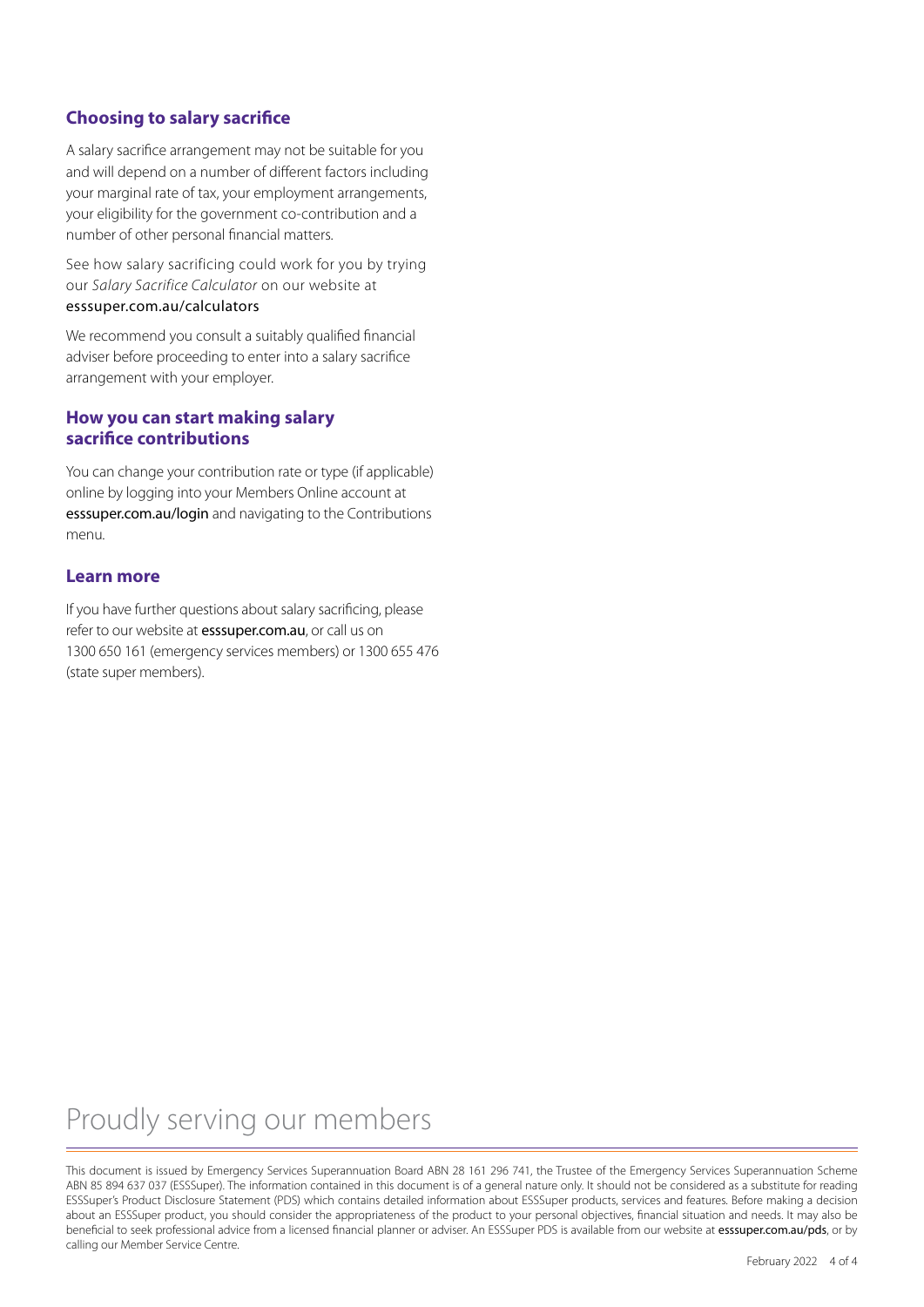## Choosing to salary sacrifice

A salary sacrifice arrangement may not be suitable for you and will depend on a number of different factors including your marginal rate of tax, your employment arrangements, your eligibility for the government co-contribution and a number of other personal financial matters.

See how salary sacrificing could work for you by trying our *Salary Sacrifice Calculator* on our website at esssuper.com.au/calculators

We recommend you consult a suitably qualified financial adviser before proceeding to enter into a salary sacrifice arrangement with your employer.

## How you can start making salary sacrifice contributions

You can change your contribution rate or type (if applicable) online by logging into your Members Online account at esssuper.com.au/login and navigating to the Contributions menu.

## Learn more

If you have further questions about salary sacrificing, please refer to our website at esssuper.com.au, or call us on 1300 650 161 (emergency services members) or 1300 655 476 (state super members).

# Proudly serving our members

This document is issued by Emergency Services Superannuation Board ABN 28 161 296 741, the Trustee of the Emergency Services Superannuation Scheme ABN 85 894 637 037 (ESSSuper). The information contained in this document is of a general nature only. It should not be considered as a substitute for reading ESSSuper's Product Disclosure Statement (PDS) which contains detailed information about ESSSuper products, services and features. Before making a decision about an ESSSuper product, you should consider the appropriateness of the product to your personal objectives, financial situation and needs. It may also be beneficial to seek professional advice from a licensed financial planner or adviser. An ESSSuper PDS is available from our website at esssuper.com.au/pds, or by calling our Member Service Centre.

February 2022